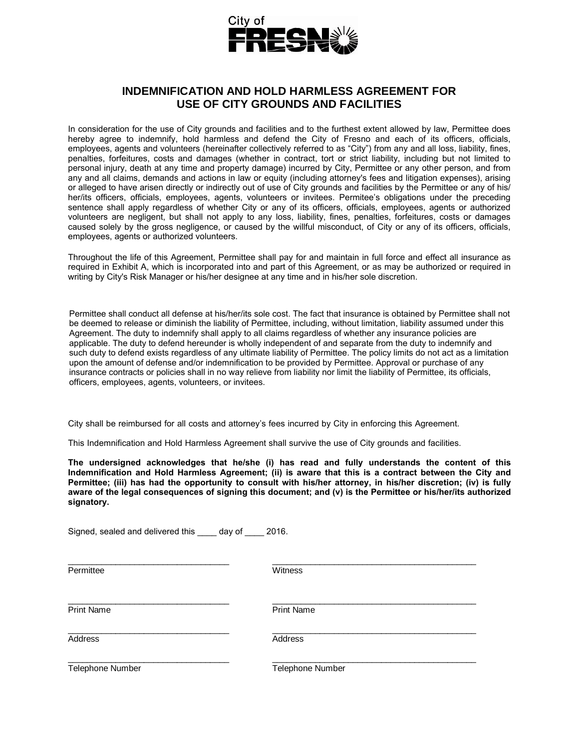City of FRESNO

# INDEMNIFICATION AND HOLD HARMLESS AGREEMENT FOR USE OF CITY GROUNDS AND FACILITIES

In consideration for the use of City grounds and facilities and to the furthest extent allowed by law, Permittee does hereby agree to indemnify, hold harmless and defend the City of Fresno and each of its officers, officials, employees, agents and volunteers (hereinafter collectively referred to as "City") from any and all loss, liability, fines, penalties, forfeitures, costs and damages (whether in contract, tort or strict liability, including but not limited to personal injury, death at any time and property damage) incurred by City, Permittee or any other person, and from any and all claims, demands and actions in law or equity (including attorney's fees and litigation expenses), arising or alleged to have arisen directly or indirectly out of use of City grounds and facilities by the Permittee or any of his/her/its officers, officials, employees, agents, volunteers or invitees. Permitee's obligations under the preceding sentence shall apply regardless of whether City or any of its officers, officials, employees, agents or authorized volunteers are negligent, but shall not apply to any loss, liability, fines, penalties, forfeitures, costs or damages caused solely by the gross negligence, or caused by the willful misconduct, of City or any of its officers, officials, employees, agents or authorized volunteers.

Throughout the life of this Agreement, Permittee shall pay for and maintain in full force and effect all insurance as required in Exhibit A, which is incorporated into and part of this Agreement, or as may be authorized or required in writing by City's Risk Manager or his/her designee at any time and in his/her sole discretion.

Permittee shall conduct all defense at his/her/its sole cost. The fact that insurance is obtained by Permittee shall not be deemed to release or diminish the liability of Permittee, including, without limitation, liability assumed under this Agreement. The duty to indemnify shall apply to all claims regardless of whether any insurance policies are applicable. The duty to defend hereunder is wholly independent of and separate from the duty to indemnify and such duty to defend exists regardless of any ultimate liability of Permittee. The policy limits do not act as a limitation upon the amount of defense and/or indemnification to be provided by Permittee. Approval or purchase of any insurance contracts or policies shall in no way relieve from liability nor limit the liability of Permittee, its officials, officers, employees, agents, volunteers, or invitees.

City shall be reimbursed for all costs and attorney's fees incurred by City in enforcing this Agreement.

This Indemnification and Hold Harmless Agreement shall survive the use of City grounds and facilities.

**The undersigned acknowledges that he/she (i) has read and fully understands the content of this Indemnification and Hold Harmless Agreement; (ii) is aware that this is a contract between the City and Permittee; (iii) has had the opportunity to consult with his/her attorney, in his/her discretion; (iv) is fully aware of the legal consequences of signing this document; and (v) is the Permittee or his/her/its authorized signatory.**

Signed, sealed and delivered this ____ day of ____ 2016.

| | |
|---|---|
| ______________________________ | ______________________________ |
| Permittee | Witness |
| ______________________________ | ______________________________ |
| Print Name | Print Name |
| ______________________________ | ______________________________ |
| Address | Address |
| ______________________________ | ______________________________ |
| Telephone Number | Telephone Number |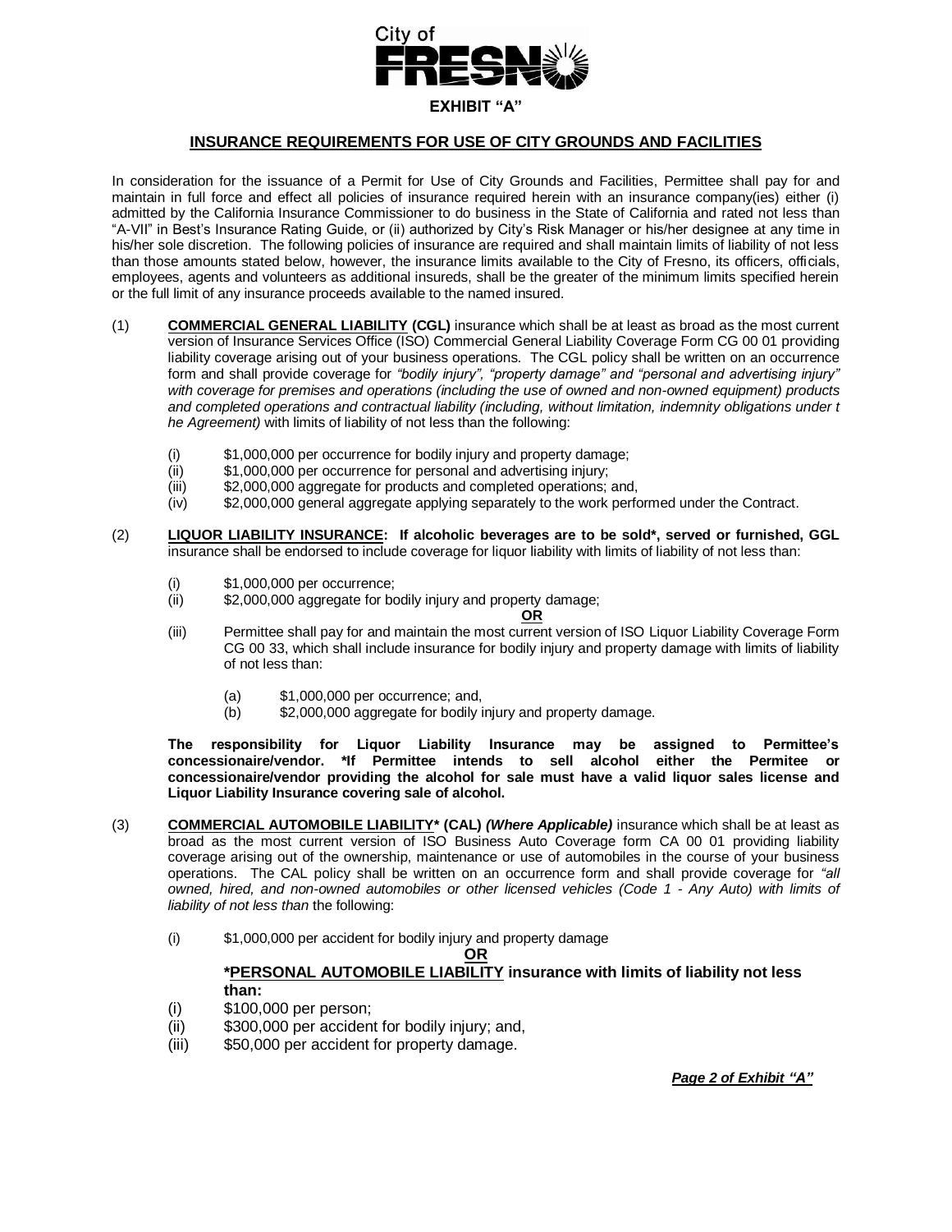City of FRESNO

**EXHIBIT "A"**

## INSURANCE REQUIREMENTS FOR USE OF CITY GROUNDS AND FACILITIES

In consideration for the issuance of a Permit for Use of City Grounds and Facilities, Permittee shall pay for and maintain in full force and effect all policies of insurance required herein with an insurance company(ies) either (i) admitted by the California Insurance Commissioner to do business in the State of California and rated not less than "A-VII" in Best's Insurance Rating Guide, or (ii) authorized by City's Risk Manager or his/her designee at any time in his/her sole discretion. The following policies of insurance are required and shall maintain limits of liability of not less than those amounts stated below, however, the insurance limits available to the City of Fresno, its officers, officials, employees, agents and volunteers as additional insureds, shall be the greater of the minimum limits specified herein or the full limit of any insurance proceeds available to the named insured.

(1) **COMMERCIAL GENERAL LIABILITY (CGL)** insurance which shall be at least as broad as the most current version of Insurance Services Office (ISO) Commercial General Liability Coverage Form CG 00 01 providing liability coverage arising out of your business operations. The CGL policy shall be written on an occurrence form and shall provide coverage for *"bodily injury", "property damage" and "personal and advertising injury" with coverage for premises and operations (including the use of owned and non-owned equipment) products and completed operations and contractual liability (including, without limitation, indemnity obligations under t he Agreement)* with limits of liability of not less than the following:

   (i) $1,000,000 per occurrence for bodily injury and property damage;
   (ii) $1,000,000 per occurrence for personal and advertising injury;
   (iii) $2,000,000 aggregate for products and completed operations; and,
   (iv) $2,000,000 general aggregate applying separately to the work performed under the Contract.

(2) **LIQUOR LIABILITY INSURANCE: If alcoholic beverages are to be sold*, served or furnished, GGL** insurance shall be endorsed to include coverage for liquor liability with limits of liability of not less than:

   (i) $1,000,000 per occurrence;
   (ii) $2,000,000 aggregate for bodily injury and property damage;

   **OR**

   (iii) Permittee shall pay for and maintain the most current version of ISO Liquor Liability Coverage Form CG 00 33, which shall include insurance for bodily injury and property damage with limits of liability of not less than:

      (a) $1,000,000 per occurrence; and,
      (b) $2,000,000 aggregate for bodily injury and property damage.

   **The responsibility for Liquor Liability Insurance may be assigned to Permittee's concessionaire/vendor. *If Permittee intends to sell alcohol either the Permitee or concessionaire/vendor providing the alcohol for sale must have a valid liquor sales license and Liquor Liability Insurance covering sale of alcohol.**

(3) **COMMERCIAL AUTOMOBILE LIABILITY* (CAL)** ***(Where Applicable)*** insurance which shall be at least as broad as the most current version of ISO Business Auto Coverage form CA 00 01 providing liability coverage arising out of the ownership, maintenance or use of automobiles in the course of your business operations. The CAL policy shall be written on an occurrence form and shall provide coverage for *"all owned, hired, and non-owned automobiles or other licensed vehicles (Code 1 - Any Auto) with limits of liability of not less than* the following:

   (i) $1,000,000 per accident for bodily injury and property damage

   **OR**

   **\*PERSONAL AUTOMOBILE LIABILITY insurance with limits of liability not less than:**

   (i) $100,000 per person;
   (ii) $300,000 per accident for bodily injury; and,
   (iii) $50,000 per accident for property damage.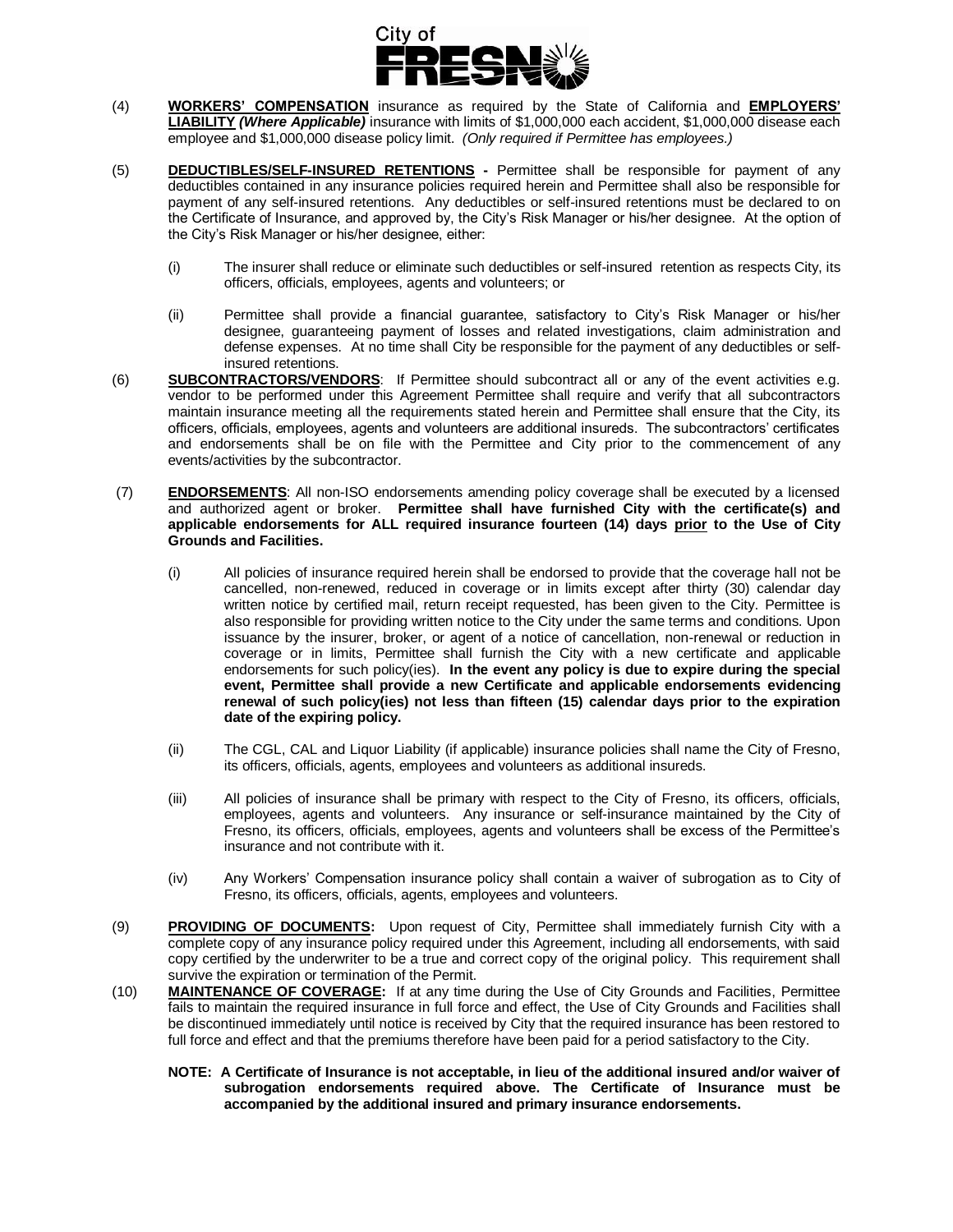(4) **WORKERS' COMPENSATION** insurance as required by the State of California and **EMPLOYERS' LIABILITY** ***(Where Applicable)*** insurance with limits of $1,000,000 each accident, $1,000,000 disease each employee and $1,000,000 disease policy limit. *(Only required if Permittee has employees.)*

(5) **DEDUCTIBLES/SELF-INSURED RETENTIONS -** Permittee shall be responsible for payment of any deductibles contained in any insurance policies required herein and Permittee shall also be responsible for payment of any self-insured retentions. Any deductibles or self-insured retentions must be declared to on the Certificate of Insurance, and approved by, the City's Risk Manager or his/her designee. At the option of the City's Risk Manager or his/her designee, either:

(i) The insurer shall reduce or eliminate such deductibles or self-insured retention as respects City, its officers, officials, employees, agents and volunteers; or

(ii) Permittee shall provide a financial guarantee, satisfactory to City's Risk Manager or his/her designee, guaranteeing payment of losses and related investigations, claim administration and defense expenses. At no time shall City be responsible for the payment of any deductibles or self-insured retentions.

(6) **SUBCONTRACTORS/VENDORS**: If Permittee should subcontract all or any of the event activities e.g. vendor to be performed under this Agreement Permittee shall require and verify that all subcontractors maintain insurance meeting all the requirements stated herein and Permittee shall ensure that the City, its officers, officials, employees, agents and volunteers are additional insureds. The subcontractors' certificates and endorsements shall be on file with the Permittee and City prior to the commencement of any events/activities by the subcontractor.

(7) **ENDORSEMENTS**: All non-ISO endorsements amending policy coverage shall be executed by a licensed and authorized agent or broker. **Permittee shall have furnished City with the certificate(s) and applicable endorsements for ALL required insurance fourteen (14) days prior to the Use of City Grounds and Facilities.**

(i) All policies of insurance required herein shall be endorsed to provide that the coverage hall not be cancelled, non-renewed, reduced in coverage or in limits except after thirty (30) calendar day written notice by certified mail, return receipt requested, has been given to the City. Permittee is also responsible for providing written notice to the City under the same terms and conditions. Upon issuance by the insurer, broker, or agent of a notice of cancellation, non-renewal or reduction in coverage or in limits, Permittee shall furnish the City with a new certificate and applicable endorsements for such policy(ies). **In the event any policy is due to expire during the special event, Permittee shall provide a new Certificate and applicable endorsements evidencing renewal of such policy(ies) not less than fifteen (15) calendar days prior to the expiration date of the expiring policy.**

(ii) The CGL, CAL and Liquor Liability (if applicable) insurance policies shall name the City of Fresno, its officers, officials, agents, employees and volunteers as additional insureds.

(iii) All policies of insurance shall be primary with respect to the City of Fresno, its officers, officials, employees, agents and volunteers. Any insurance or self-insurance maintained by the City of Fresno, its officers, officials, employees, agents and volunteers shall be excess of the Permittee's insurance and not contribute with it.

(iv) Any Workers' Compensation insurance policy shall contain a waiver of subrogation as to City of Fresno, its officers, officials, agents, employees and volunteers.

(9) **PROVIDING OF DOCUMENTS:** Upon request of City, Permittee shall immediately furnish City with a complete copy of any insurance policy required under this Agreement, including all endorsements, with said copy certified by the underwriter to be a true and correct copy of the original policy. This requirement shall survive the expiration or termination of the Permit.

(10) **MAINTENANCE OF COVERAGE:** If at any time during the Use of City Grounds and Facilities, Permittee fails to maintain the required insurance in full force and effect, the Use of City Grounds and Facilities shall be discontinued immediately until notice is received by City that the required insurance has been restored to full force and effect and that the premiums therefore have been paid for a period satisfactory to the City.

**NOTE: A Certificate of Insurance is not acceptable, in lieu of the additional insured and/or waiver of subrogation endorsements required above. The Certificate of Insurance must be accompanied by the additional insured and primary insurance endorsements.**